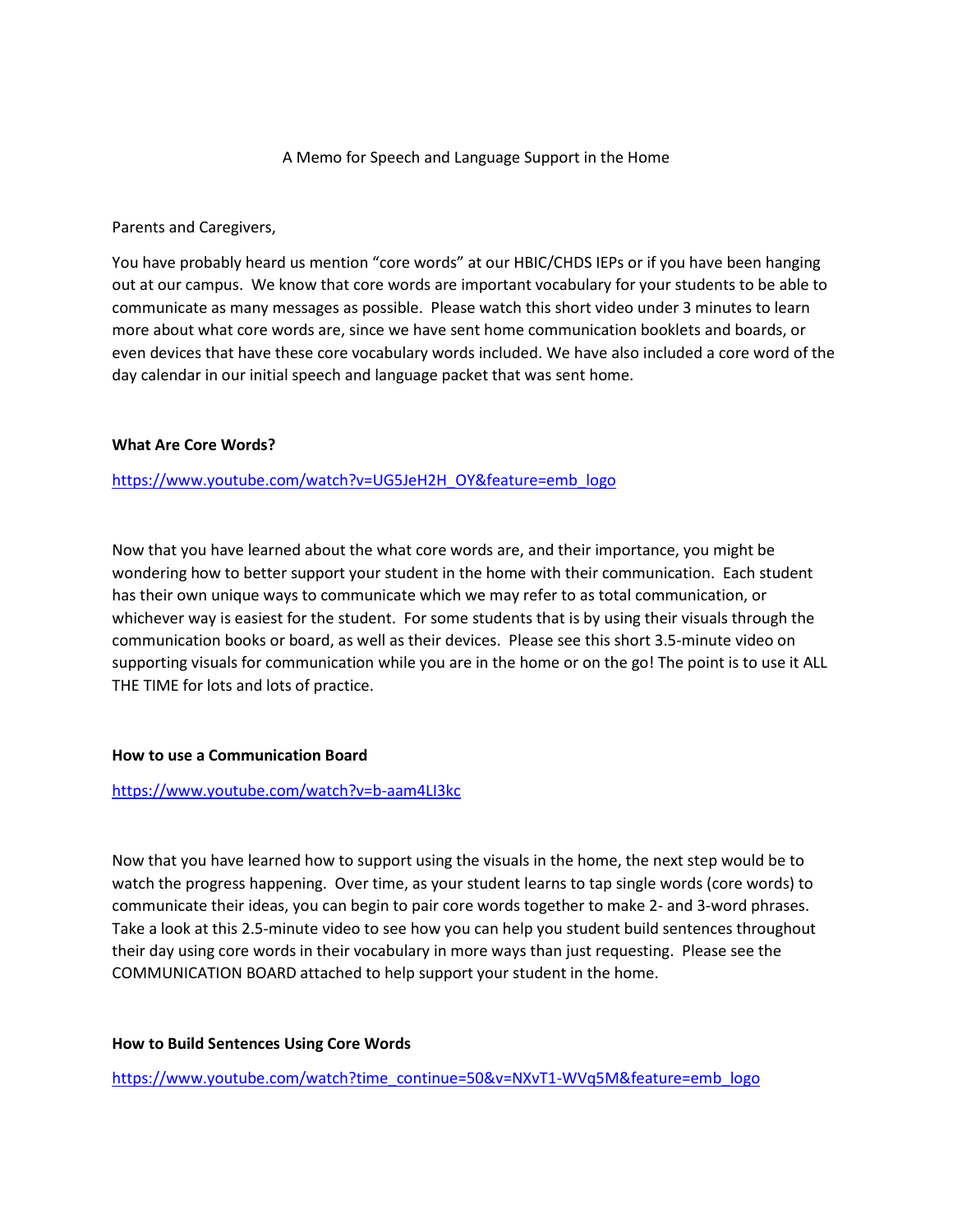A Memo for Speech and Language Support in the Home

Parents and Caregivers,

You have probably heard us mention "core words" at our HBIC/CHDS IEPs or if you have been hanging out at our campus. We know that core words are important vocabulary for your students to be able to communicate as many messages as possible. Please watch this short video under 3 minutes to learn more about what core words are, since we have sent home communication booklets and boards, or even devices that have these core vocabulary words included. We have also included a core word of the day calendar in our initial speech and language packet that was sent home.

**What Are Core Words?**

https://www.youtube.com/watch?v=UG5JeH2H_OY&feature=emb_logo

Now that you have learned about the what core words are, and their importance, you might be wondering how to better support your student in the home with their communication. Each student has their own unique ways to communicate which we may refer to as total communication, or whichever way is easiest for the student. For some students that is by using their visuals through the communication books or board, as well as their devices. Please see this short 3.5-minute video on supporting visuals for communication while you are in the home or on the go! The point is to use it ALL THE TIME for lots and lots of practice.

**How to use a Communication Board**

https://www.youtube.com/watch?v=b-aam4LI3kc

Now that you have learned how to support using the visuals in the home, the next step would be to watch the progress happening. Over time, as your student learns to tap single words (core words) to communicate their ideas, you can begin to pair core words together to make 2- and 3-word phrases. Take a look at this 2.5-minute video to see how you can help you student build sentences throughout their day using core words in their vocabulary in more ways than just requesting. Please see the COMMUNICATION BOARD attached to help support your student in the home.

**How to Build Sentences Using Core Words**

https://www.youtube.com/watch?time_continue=50&v=NXvT1-WVq5M&feature=emb_logo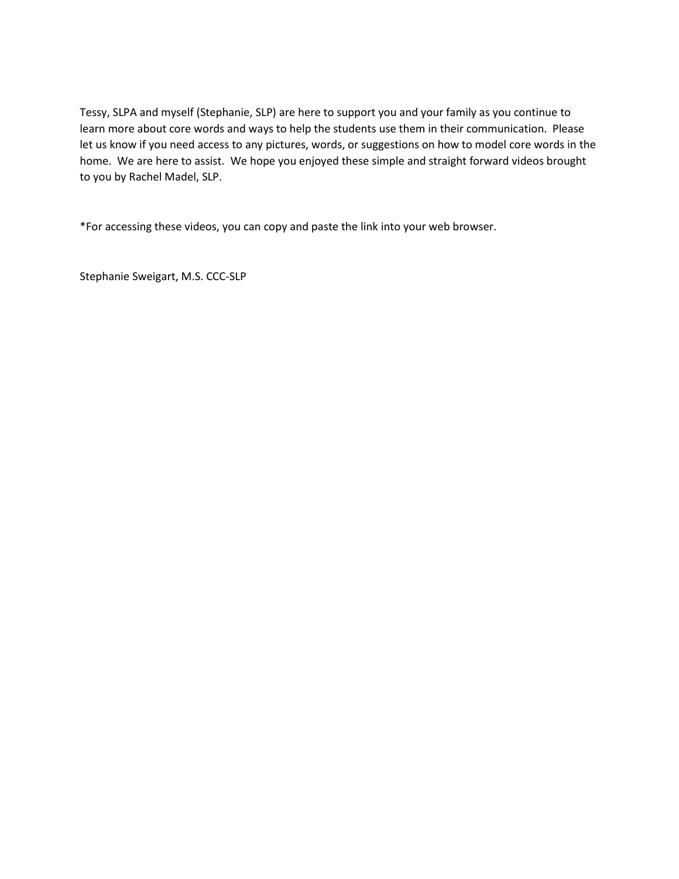Tessy, SLPA and myself (Stephanie, SLP) are here to support you and your family as you continue to learn more about core words and ways to help the students use them in their communication. Please let us know if you need access to any pictures, words, or suggestions on how to model core words in the home. We are here to assist. We hope you enjoyed these simple and straight forward videos brought to you by Rachel Madel, SLP.

*For accessing these videos, you can copy and paste the link into your web browser.

Stephanie Sweigart, M.S. CCC-SLP